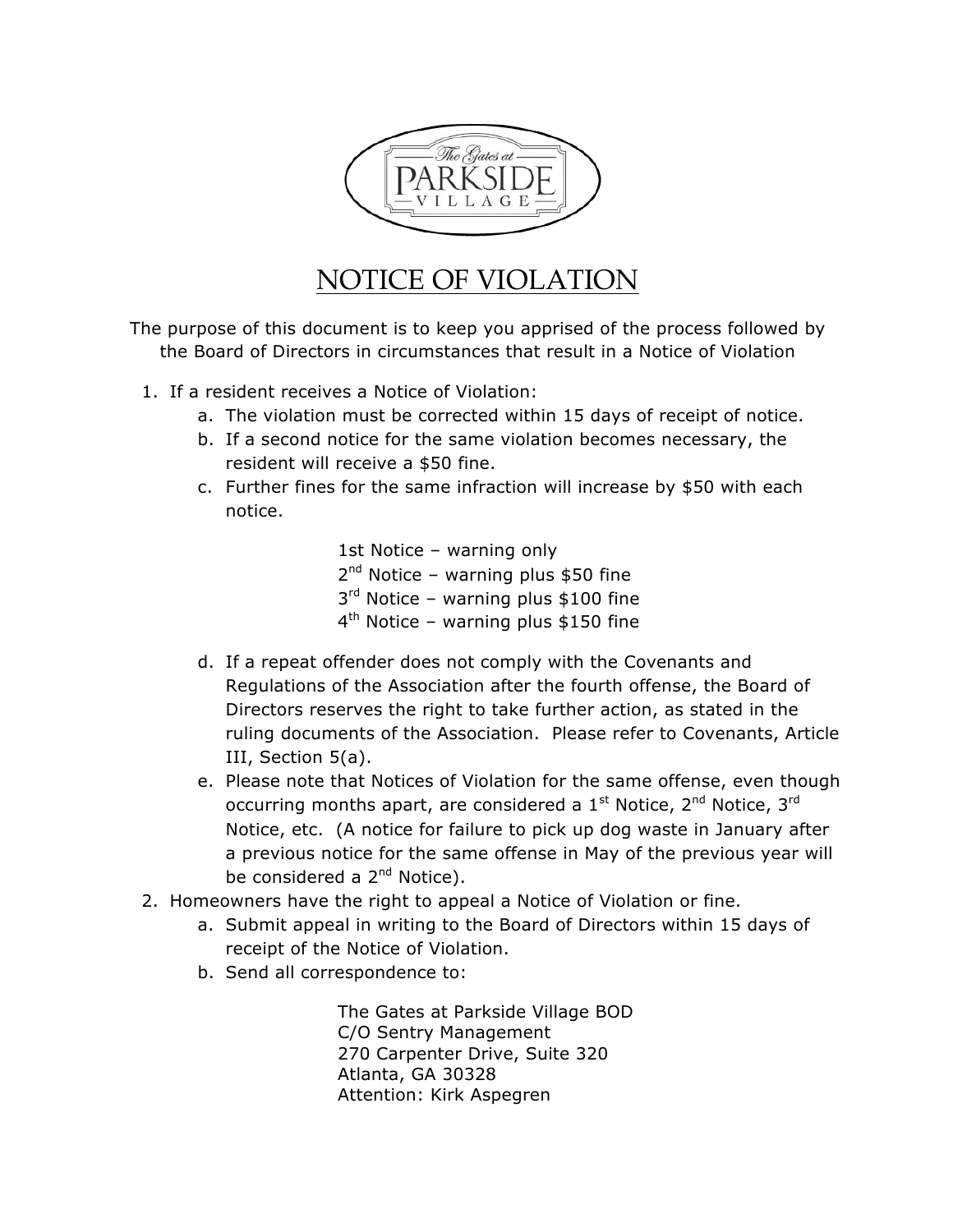The Gates at PARKSIDE VILLAGE

# NOTICE OF VIOLATION

The purpose of this document is to keep you apprised of the process followed by the Board of Directors in circumstances that result in a Notice of Violation

1. If a resident receives a Notice of Violation:
   a. The violation must be corrected within 15 days of receipt of notice.
   b. If a second notice for the same violation becomes necessary, the resident will receive a $50 fine.
   c. Further fines for the same infraction will increase by $50 with each notice.

      1st Notice – warning only
      2nd Notice – warning plus $50 fine
      3rd Notice – warning plus $100 fine
      4th Notice – warning plus $150 fine

   d. If a repeat offender does not comply with the Covenants and Regulations of the Association after the fourth offense, the Board of Directors reserves the right to take further action, as stated in the ruling documents of the Association. Please refer to Covenants, Article III, Section 5(a).
   e. Please note that Notices of Violation for the same offense, even though occurring months apart, are considered a 1st Notice, 2nd Notice, 3rd Notice, etc. (A notice for failure to pick up dog waste in January after a previous notice for the same offense in May of the previous year will be considered a 2nd Notice).
2. Homeowners have the right to appeal a Notice of Violation or fine.
   a. Submit appeal in writing to the Board of Directors within 15 days of receipt of the Notice of Violation.
   b. Send all correspondence to:

      The Gates at Parkside Village BOD
      C/O Sentry Management
      270 Carpenter Drive, Suite 320
      Atlanta, GA 30328
      Attention: Kirk Aspegren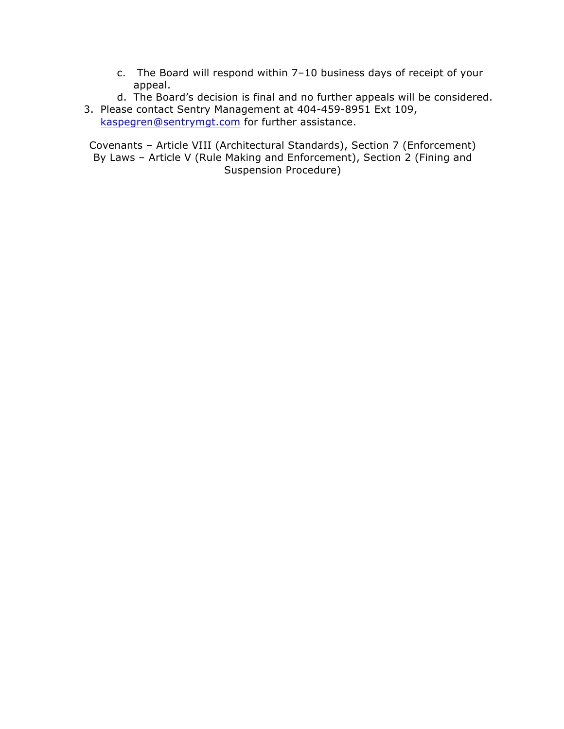c. The Board will respond within 7–10 business days of receipt of your appeal.
   d. The Board's decision is final and no further appeals will be considered.
3. Please contact Sentry Management at 404-459-8951 Ext 109, [kaspegren@sentrymgt.com](mailto:kaspegren@sentrymgt.com) for further assistance.

Covenants – Article VIII (Architectural Standards), Section 7 (Enforcement)
By Laws – Article V (Rule Making and Enforcement), Section 2 (Fining and Suspension Procedure)